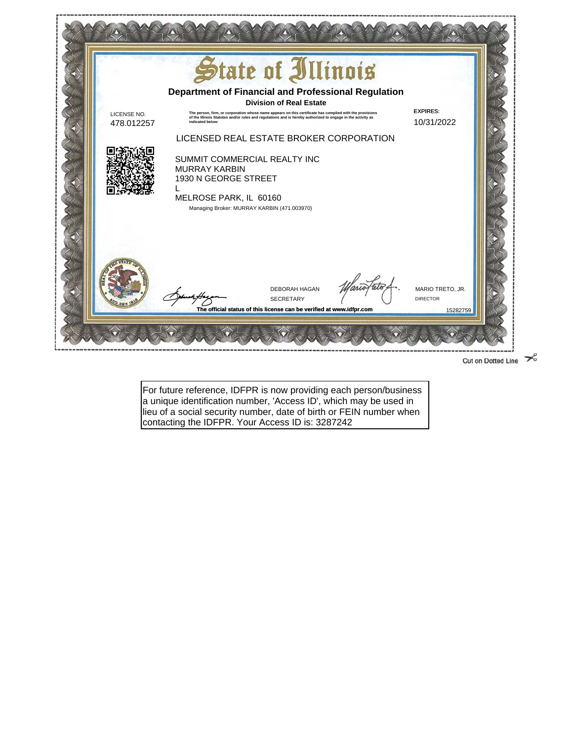# State of Illinois

## Department of Financial and Professional Regulation

### Division of Real Estate

LICENSE NO.
478.012257

The person, firm, or corporation whose name appears on this certificate has complied with the provisions of the Illinois Statutes and/or rules and regulations and is hereby authorized to engage in the activity as indicated below:

EXPIRES:
10/31/2022

LICENSED REAL ESTATE BROKER CORPORATION

SUMMIT COMMERCIAL REALTY INC
MURRAY KARBIN
1930 N GEORGE STREET
L
MELROSE PARK, IL 60160

Managing Broker: MURRAY KARBIN (471.003970)

DEBORAH HAGAN
SECRETARY

MARIO TRETO, JR.
DIRECTOR

The official status of this license can be verified at www.idfpr.com

15282759

Cut on Dotted Line

For future reference, IDFPR is now providing each person/business a unique identification number, 'Access ID', which may be used in lieu of a social security number, date of birth or FEIN number when contacting the IDFPR. Your Access ID is: 3287242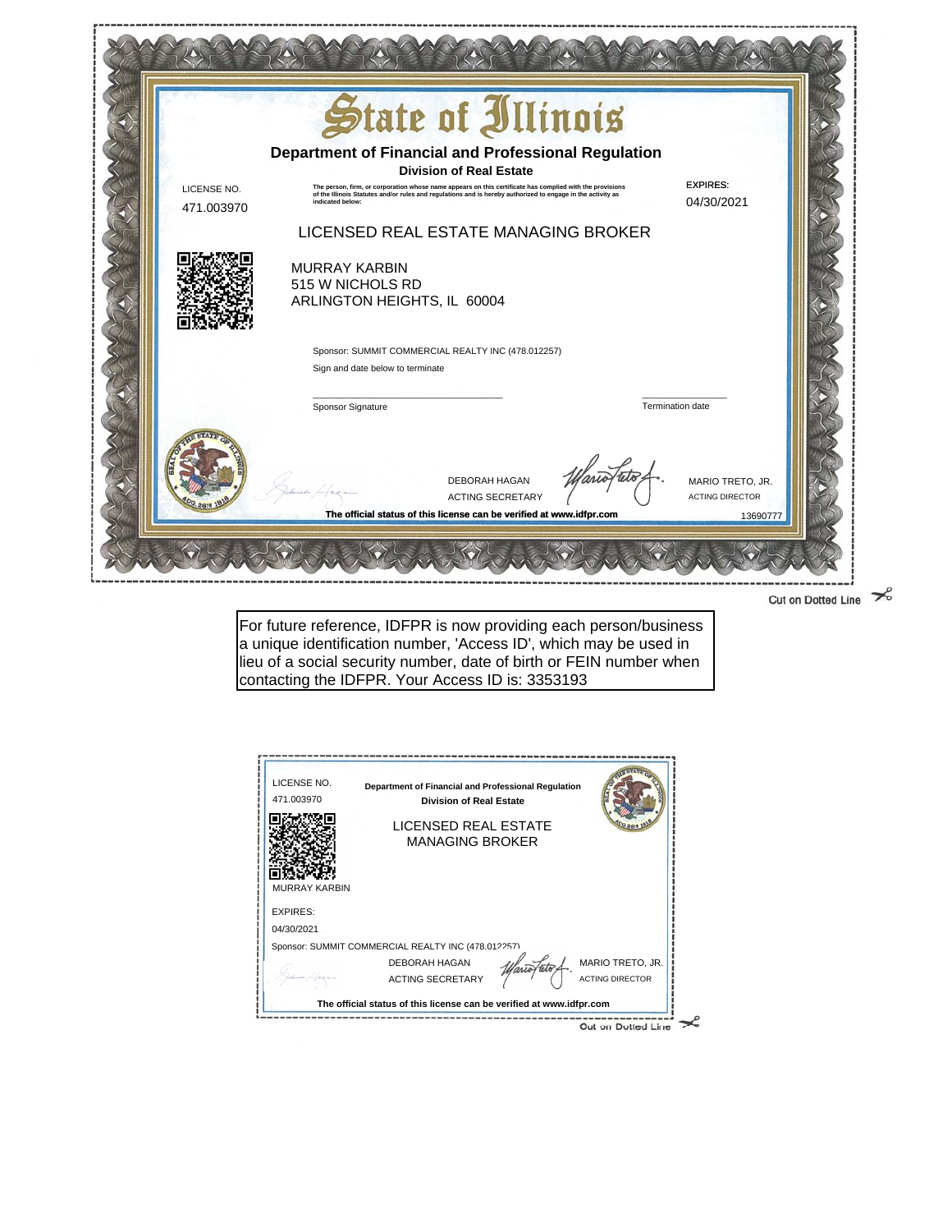# State of Illinois

## Department of Financial and Professional Regulation

### Division of Real Estate

LICENSE NO.
471.003970

The person, firm, or corporation whose name appears on this certificate has complied with the provisions of the Illinois Statutes and/or rules and regulations and is hereby authorized to engage in the activity as indicated below:

EXPIRES:
04/30/2021

LICENSED REAL ESTATE MANAGING BROKER

MURRAY KARBIN
515 W NICHOLS RD
ARLINGTON HEIGHTS, IL 60004

Sponsor: SUMMIT COMMERCIAL REALTY INC (478.012257)

Sign and date below to terminate

\_\_\_\_\_\_\_\_\_\_\_\_\_\_\_\_\_\_\_\_\_\_\_\_\_\_\_\_\_\_
Sponsor Signature

\_\_\_\_\_\_\_\_\_\_\_\_\_\_
Termination date

DEBORAH HAGAN
ACTING SECRETARY

MARIO TRETO, JR.
ACTING DIRECTOR

**The official status of this license can be verified at www.idfpr.com**

13690777

Cut on Dotted Line

For future reference, IDFPR is now providing each person/business a unique identification number, 'Access ID', which may be used in lieu of a social security number, date of birth or FEIN number when contacting the IDFPR. Your Access ID is: 3353193

LICENSE NO.
471.003970

**Department of Financial and Professional Regulation**
**Division of Real Estate**

LICENSED REAL ESTATE MANAGING BROKER

MURRAY KARBIN

EXPIRES:
04/30/2021

Sponsor: SUMMIT COMMERCIAL REALTY INC (478.012257)

DEBORAH HAGAN
ACTING SECRETARY

MARIO TRETO, JR.
ACTING DIRECTOR

**The official status of this license can be verified at www.idfpr.com**

Cut on Dotted Line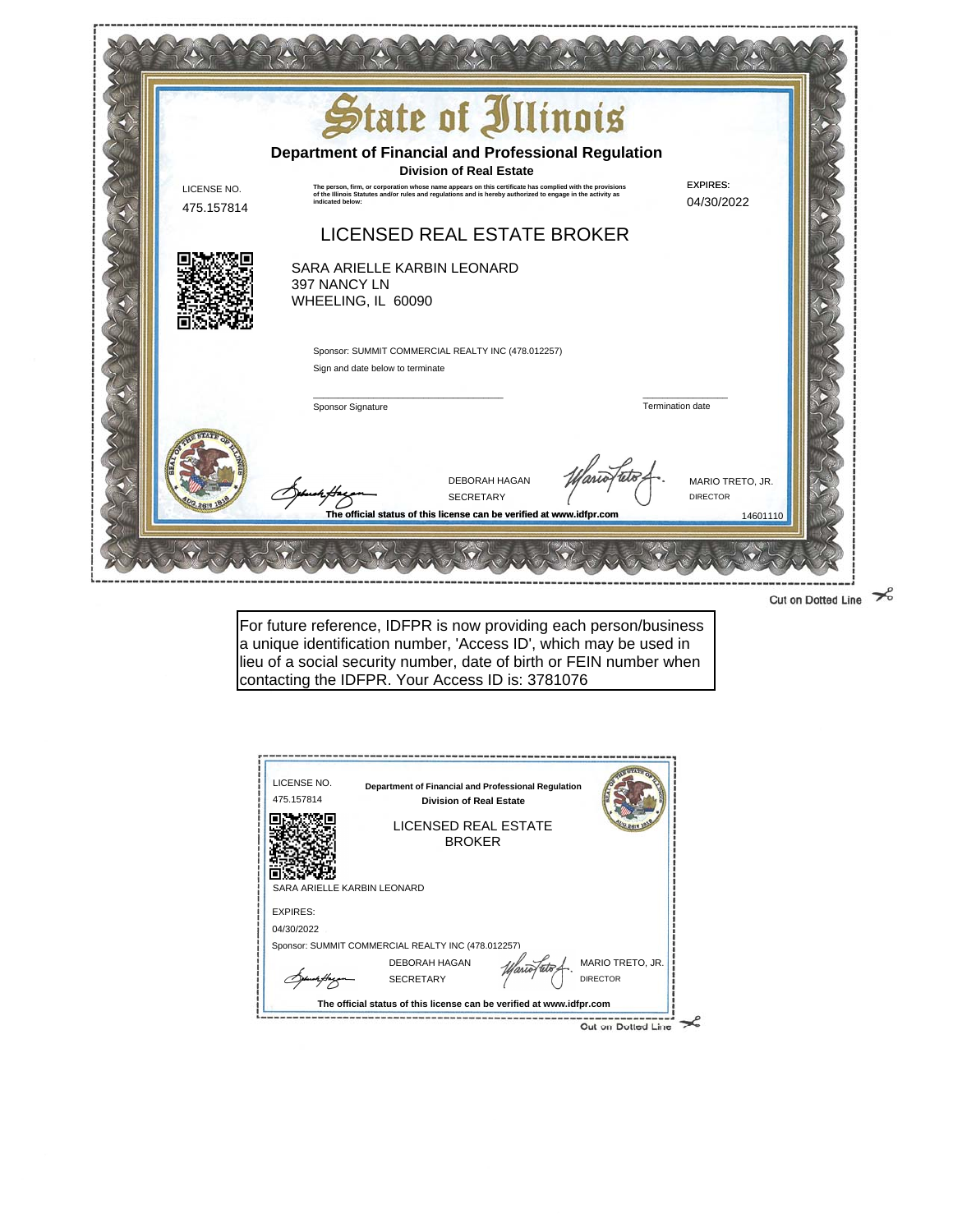# State of Illinois

## Department of Financial and Professional Regulation

### Division of Real Estate

LICENSE NO.
475.157814

The person, firm, or corporation whose name appears on this certificate has complied with the provisions of the Illinois Statutes and/or rules and regulations and is hereby authorized to engage in the activity as indicated below:

EXPIRES:
04/30/2022

## LICENSED REAL ESTATE BROKER

SARA ARIELLE KARBIN LEONARD
397 NANCY LN
WHEELING, IL 60090

Sponsor: SUMMIT COMMERCIAL REALTY INC (478.012257)

Sign and date below to terminate

\_\_\_\_\_\_\_\_\_\_\_\_\_\_\_\_\_\_\_\_\_\_\_\_\_\_\_\_\_\_\_\_ \_\_\_\_\_\_\_\_\_\_\_\_\_\_\_

Sponsor Signature Termination date

DEBORAH HAGAN
SECRETARY

MARIO TRETO, JR.
DIRECTOR

**The official status of this license can be verified at www.idfpr.com**

14601110

Cut on Dotted Line

For future reference, IDFPR is now providing each person/business a unique identification number, 'Access ID', which may be used in lieu of a social security number, date of birth or FEIN number when contacting the IDFPR. Your Access ID is: 3781076

LICENSE NO.
475.157814

**Department of Financial and Professional Regulation**
**Division of Real Estate**

LICENSED REAL ESTATE BROKER

SARA ARIELLE KARBIN LEONARD

EXPIRES:
04/30/2022

Sponsor: SUMMIT COMMERCIAL REALTY INC (478.012257)

DEBORAH HAGAN
SECRETARY

MARIO TRETO, JR.
DIRECTOR

**The official status of this license can be verified at www.idfpr.com**

Cut on Dotted Line